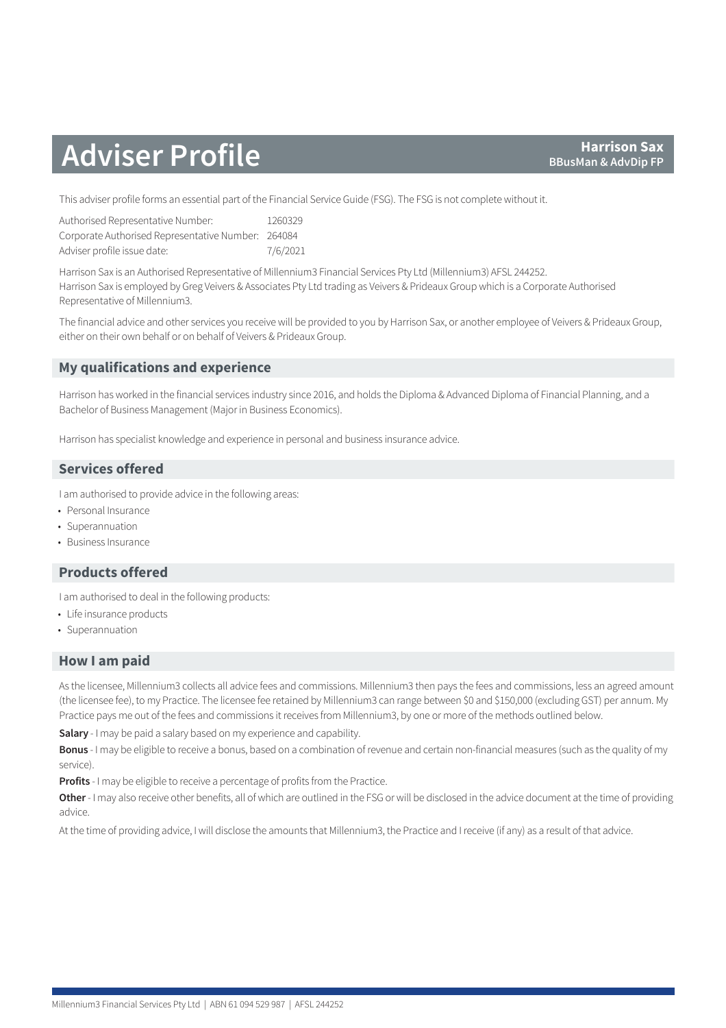# Adviser Profile

**Harrison Sax**
**BBusMan & AdvDip FP**

This adviser profile forms an essential part of the Financial Service Guide (FSG). The FSG is not complete without it.

| | |
|---|---|
| Authorised Representative Number: | 1260329 |
| Corporate Authorised Representative Number: | 264084 |
| Adviser profile issue date: | 7/6/2021 |

Harrison Sax is an Authorised Representative of Millennium3 Financial Services Pty Ltd (Millennium3) AFSL 244252.
Harrison Sax is employed by Greg Veivers & Associates Pty Ltd trading as Veivers & Prideaux Group which is a Corporate Authorised Representative of Millennium3.

The financial advice and other services you receive will be provided to you by Harrison Sax, or another employee of Veivers & Prideaux Group, either on their own behalf or on behalf of Veivers & Prideaux Group.

## My qualifications and experience

Harrison has worked in the financial services industry since 2016, and holds the Diploma & Advanced Diploma of Financial Planning, and a Bachelor of Business Management (Major in Business Economics).

Harrison has specialist knowledge and experience in personal and business insurance advice.

## Services offered

I am authorised to provide advice in the following areas:

- Personal Insurance
- Superannuation
- Business Insurance

## Products offered

I am authorised to deal in the following products:

- Life insurance products
- Superannuation

## How I am paid

As the licensee, Millennium3 collects all advice fees and commissions. Millennium3 then pays the fees and commissions, less an agreed amount (the licensee fee), to my Practice. The licensee fee retained by Millennium3 can range between $0 and $150,000 (excluding GST) per annum. My Practice pays me out of the fees and commissions it receives from Millennium3, by one or more of the methods outlined below.

**Salary** - I may be paid a salary based on my experience and capability.

**Bonus** - I may be eligible to receive a bonus, based on a combination of revenue and certain non-financial measures (such as the quality of my service).

**Profits** - I may be eligible to receive a percentage of profits from the Practice.

**Other** - I may also receive other benefits, all of which are outlined in the FSG or will be disclosed in the advice document at the time of providing advice.

At the time of providing advice, I will disclose the amounts that Millennium3, the Practice and I receive (if any) as a result of that advice.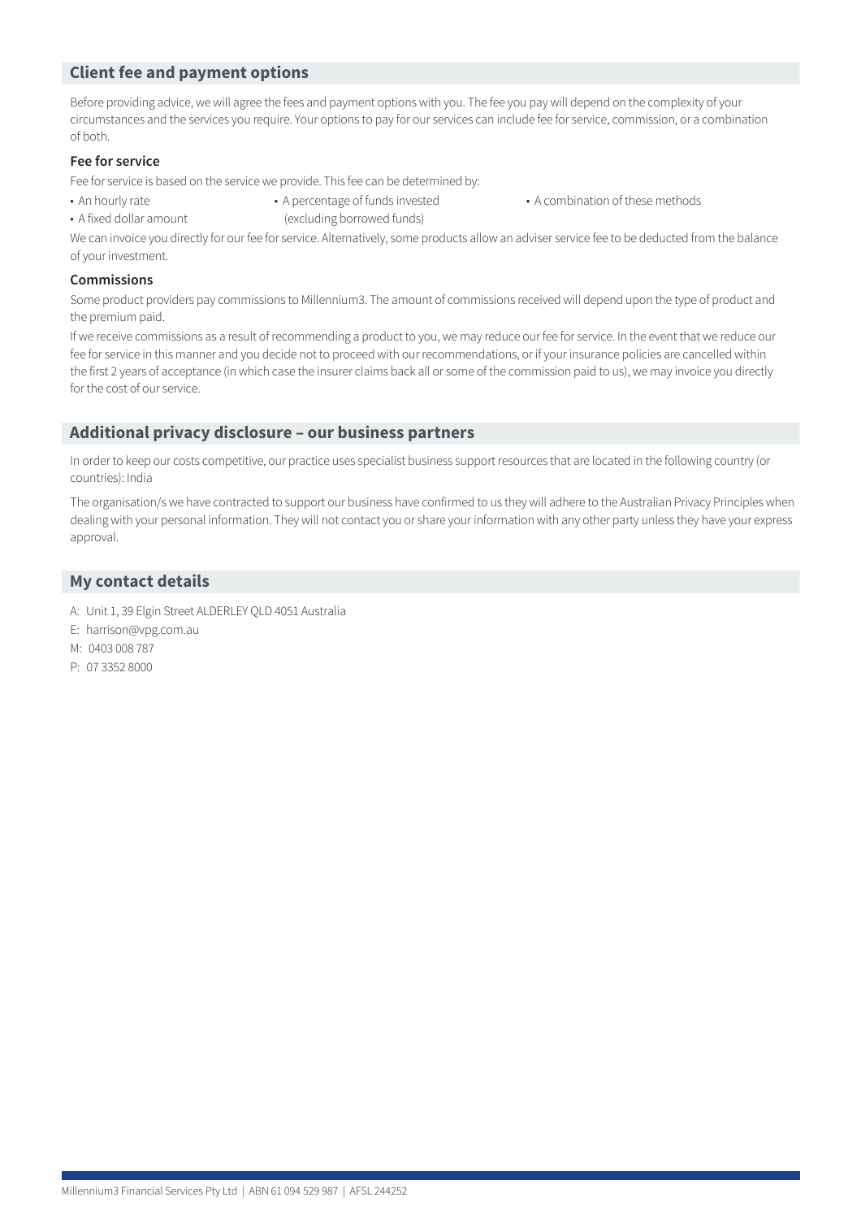## Client fee and payment options

Before providing advice, we will agree the fees and payment options with you. The fee you pay will depend on the complexity of your circumstances and the services you require. Your options to pay for our services can include fee for service, commission, or a combination of both.

### Fee for service

Fee for service is based on the service we provide. This fee can be determined by:

- An hourly rate
- A fixed dollar amount
- A percentage of funds invested (excluding borrowed funds)
- A combination of these methods

We can invoice you directly for our fee for service. Alternatively, some products allow an adviser service fee to be deducted from the balance of your investment.

### Commissions

Some product providers pay commissions to Millennium3. The amount of commissions received will depend upon the type of product and the premium paid.

If we receive commissions as a result of recommending a product to you, we may reduce our fee for service. In the event that we reduce our fee for service in this manner and you decide not to proceed with our recommendations, or if your insurance policies are cancelled within the first 2 years of acceptance (in which case the insurer claims back all or some of the commission paid to us), we may invoice you directly for the cost of our service.

## Additional privacy disclosure – our business partners

In order to keep our costs competitive, our practice uses specialist business support resources that are located in the following country (or countries): India

The organisation/s we have contracted to support our business have confirmed to us they will adhere to the Australian Privacy Principles when dealing with your personal information. They will not contact you or share your information with any other party unless they have your express approval.

## My contact details

A: Unit 1, 39 Elgin Street ALDERLEY QLD 4051 Australia
E: harrison@vpg.com.au
M: 0403 008 787
P: 07 3352 8000

Millennium3 Financial Services Pty Ltd | ABN 61 094 529 987 | AFSL 244252